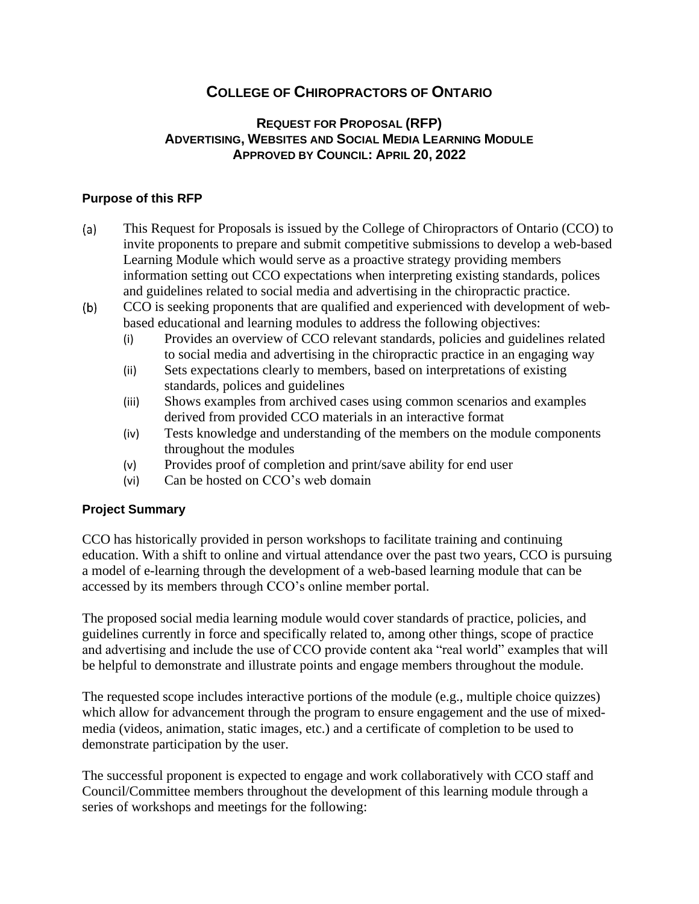# College of Chiropractors of Ontario

## Request for Proposal (RFP)
## Advertising, Websites and Social Media Learning Module
## Approved by Council: April 20, 2022

### Purpose of this RFP

(a) This Request for Proposals is issued by the College of Chiropractors of Ontario (CCO) to invite proponents to prepare and submit competitive submissions to develop a web-based Learning Module which would serve as a proactive strategy providing members information setting out CCO expectations when interpreting existing standards, polices and guidelines related to social media and advertising in the chiropractic practice.

(b) CCO is seeking proponents that are qualified and experienced with development of web-based educational and learning modules to address the following objectives:

   (i) Provides an overview of CCO relevant standards, policies and guidelines related to social media and advertising in the chiropractic practice in an engaging way
   
   (ii) Sets expectations clearly to members, based on interpretations of existing standards, polices and guidelines
   
   (iii) Shows examples from archived cases using common scenarios and examples derived from provided CCO materials in an interactive format
   
   (iv) Tests knowledge and understanding of the members on the module components throughout the modules
   
   (v) Provides proof of completion and print/save ability for end user
   
   (vi) Can be hosted on CCO's web domain

### Project Summary

CCO has historically provided in person workshops to facilitate training and continuing education. With a shift to online and virtual attendance over the past two years, CCO is pursuing a model of e-learning through the development of a web-based learning module that can be accessed by its members through CCO's online member portal.

The proposed social media learning module would cover standards of practice, policies, and guidelines currently in force and specifically related to, among other things, scope of practice and advertising and include the use of CCO provide content aka "real world" examples that will be helpful to demonstrate and illustrate points and engage members throughout the module.

The requested scope includes interactive portions of the module (e.g., multiple choice quizzes) which allow for advancement through the program to ensure engagement and the use of mixed-media (videos, animation, static images, etc.) and a certificate of completion to be used to demonstrate participation by the user.

The successful proponent is expected to engage and work collaboratively with CCO staff and Council/Committee members throughout the development of this learning module through a series of workshops and meetings for the following: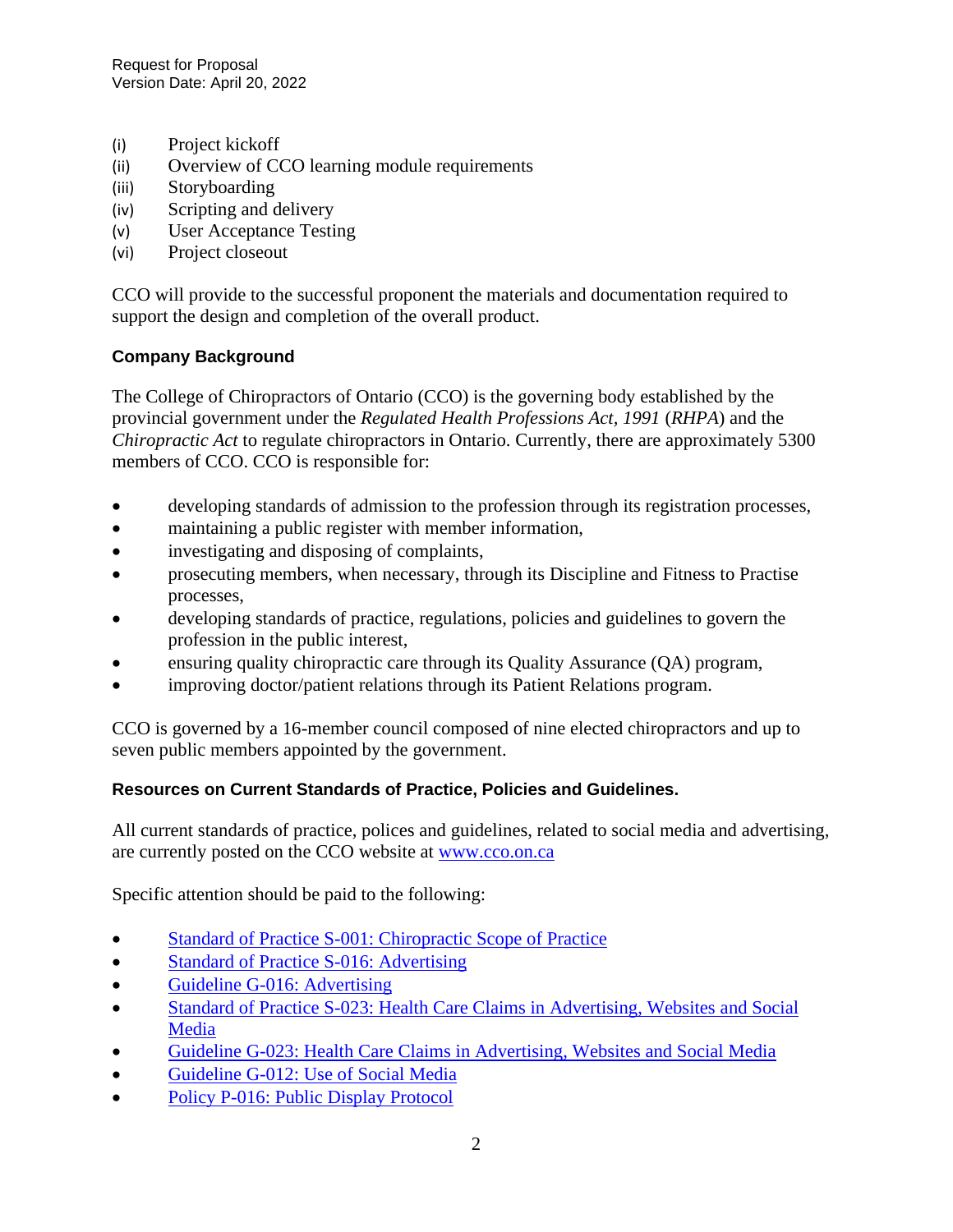(i) Project kickoff
(ii) Overview of CCO learning module requirements
(iii) Storyboarding
(iv) Scripting and delivery
(v) User Acceptance Testing
(vi) Project closeout

CCO will provide to the successful proponent the materials and documentation required to support the design and completion of the overall product.

### Company Background

The College of Chiropractors of Ontario (CCO) is the governing body established by the provincial government under the *Regulated Health Professions Act, 1991* (*RHPA*) and the *Chiropractic Act* to regulate chiropractors in Ontario. Currently, there are approximately 5300 members of CCO. CCO is responsible for:

- developing standards of admission to the profession through its registration processes,
- maintaining a public register with member information,
- investigating and disposing of complaints,
- prosecuting members, when necessary, through its Discipline and Fitness to Practise processes,
- developing standards of practice, regulations, policies and guidelines to govern the profession in the public interest,
- ensuring quality chiropractic care through its Quality Assurance (QA) program,
- improving doctor/patient relations through its Patient Relations program.

CCO is governed by a 16-member council composed of nine elected chiropractors and up to seven public members appointed by the government.

### Resources on Current Standards of Practice, Policies and Guidelines.

All current standards of practice, polices and guidelines, related to social media and advertising, are currently posted on the CCO website at www.cco.on.ca

Specific attention should be paid to the following:

- Standard of Practice S-001: Chiropractic Scope of Practice
- Standard of Practice S-016: Advertising
- Guideline G-016: Advertising
- Standard of Practice S-023: Health Care Claims in Advertising, Websites and Social Media
- Guideline G-023: Health Care Claims in Advertising, Websites and Social Media
- Guideline G-012: Use of Social Media
- Policy P-016: Public Display Protocol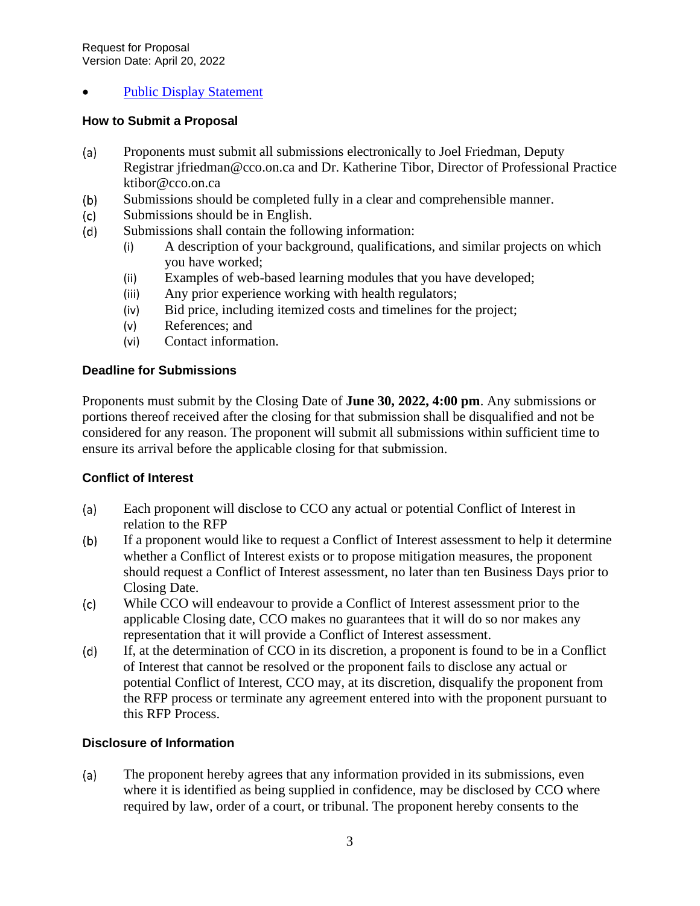- [Public Display Statement]()

### How to Submit a Proposal

(a) Proponents must submit all submissions electronically to Joel Friedman, Deputy Registrar jfriedman@cco.on.ca and Dr. Katherine Tibor, Director of Professional Practice ktibor@cco.on.ca

(b) Submissions should be completed fully in a clear and comprehensible manner.

(c) Submissions should be in English.

(d) Submissions shall contain the following information:

   (i) A description of your background, qualifications, and similar projects on which you have worked;

   (ii) Examples of web-based learning modules that you have developed;

   (iii) Any prior experience working with health regulators;

   (iv) Bid price, including itemized costs and timelines for the project;

   (v) References; and

   (vi) Contact information.

### Deadline for Submissions

Proponents must submit by the Closing Date of **June 30, 2022, 4:00 pm**. Any submissions or portions thereof received after the closing for that submission shall be disqualified and not be considered for any reason. The proponent will submit all submissions within sufficient time to ensure its arrival before the applicable closing for that submission.

### Conflict of Interest

(a) Each proponent will disclose to CCO any actual or potential Conflict of Interest in relation to the RFP

(b) If a proponent would like to request a Conflict of Interest assessment to help it determine whether a Conflict of Interest exists or to propose mitigation measures, the proponent should request a Conflict of Interest assessment, no later than ten Business Days prior to Closing Date.

(c) While CCO will endeavour to provide a Conflict of Interest assessment prior to the applicable Closing date, CCO makes no guarantees that it will do so nor makes any representation that it will provide a Conflict of Interest assessment.

(d) If, at the determination of CCO in its discretion, a proponent is found to be in a Conflict of Interest that cannot be resolved or the proponent fails to disclose any actual or potential Conflict of Interest, CCO may, at its discretion, disqualify the proponent from the RFP process or terminate any agreement entered into with the proponent pursuant to this RFP Process.

### Disclosure of Information

(a) The proponent hereby agrees that any information provided in its submissions, even where it is identified as being supplied in confidence, may be disclosed by CCO where required by law, order of a court, or tribunal. The proponent hereby consents to the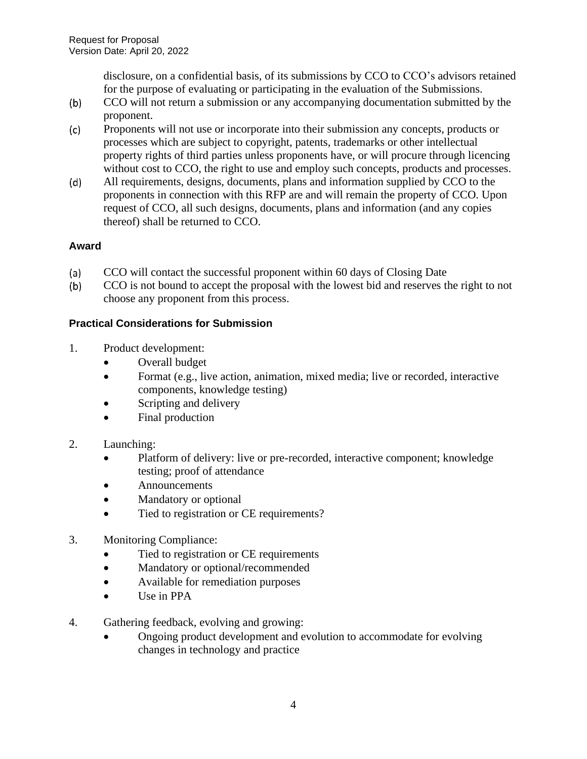disclosure, on a confidential basis, of its submissions by CCO to CCO's advisors retained for the purpose of evaluating or participating in the evaluation of the Submissions.

(b) CCO will not return a submission or any accompanying documentation submitted by the proponent.

(c) Proponents will not use or incorporate into their submission any concepts, products or processes which are subject to copyright, patents, trademarks or other intellectual property rights of third parties unless proponents have, or will procure through licencing without cost to CCO, the right to use and employ such concepts, products and processes.

(d) All requirements, designs, documents, plans and information supplied by CCO to the proponents in connection with this RFP are and will remain the property of CCO. Upon request of CCO, all such designs, documents, plans and information (and any copies thereof) shall be returned to CCO.

### Award

(a) CCO will contact the successful proponent within 60 days of Closing Date

(b) CCO is not bound to accept the proposal with the lowest bid and reserves the right to not choose any proponent from this process.

### Practical Considerations for Submission

1. Product development:
   - Overall budget
   - Format (e.g., live action, animation, mixed media; live or recorded, interactive components, knowledge testing)
   - Scripting and delivery
   - Final production

2. Launching:
   - Platform of delivery: live or pre-recorded, interactive component; knowledge testing; proof of attendance
   - Announcements
   - Mandatory or optional
   - Tied to registration or CE requirements?

3. Monitoring Compliance:
   - Tied to registration or CE requirements
   - Mandatory or optional/recommended
   - Available for remediation purposes
   - Use in PPA

4. Gathering feedback, evolving and growing:
   - Ongoing product development and evolution to accommodate for evolving changes in technology and practice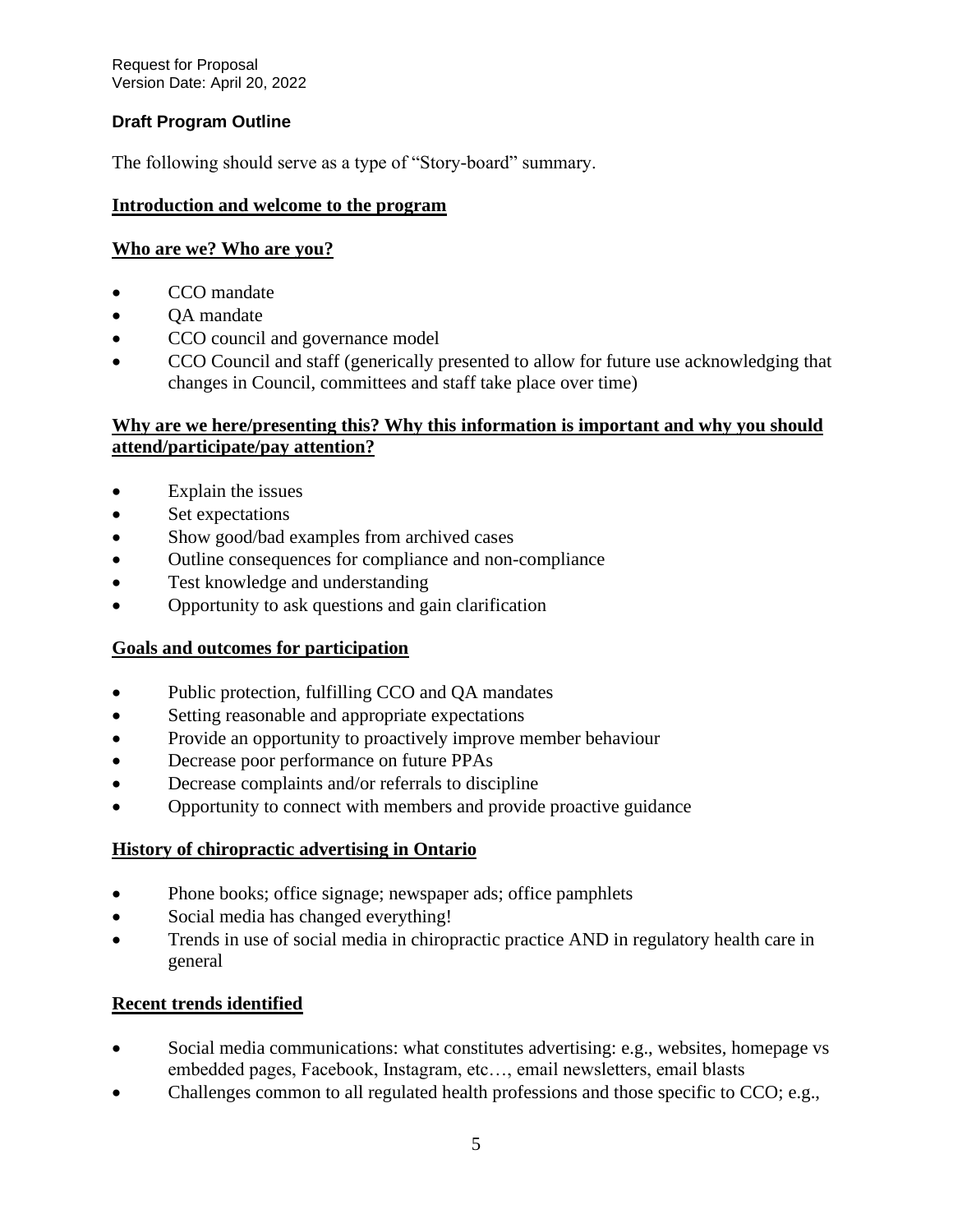### Draft Program Outline

The following should serve as a type of "Story-board" summary.

**Introduction and welcome to the program**

**Who are we? Who are you?**

- CCO mandate
- QA mandate
- CCO council and governance model
- CCO Council and staff (generically presented to allow for future use acknowledging that changes in Council, committees and staff take place over time)

**Why are we here/presenting this? Why this information is important and why you should attend/participate/pay attention?**

- Explain the issues
- Set expectations
- Show good/bad examples from archived cases
- Outline consequences for compliance and non-compliance
- Test knowledge and understanding
- Opportunity to ask questions and gain clarification

**Goals and outcomes for participation**

- Public protection, fulfilling CCO and QA mandates
- Setting reasonable and appropriate expectations
- Provide an opportunity to proactively improve member behaviour
- Decrease poor performance on future PPAs
- Decrease complaints and/or referrals to discipline
- Opportunity to connect with members and provide proactive guidance

**History of chiropractic advertising in Ontario**

- Phone books; office signage; newspaper ads; office pamphlets
- Social media has changed everything!
- Trends in use of social media in chiropractic practice AND in regulatory health care in general

**Recent trends identified**

- Social media communications: what constitutes advertising: e.g., websites, homepage vs embedded pages, Facebook, Instagram, etc…, email newsletters, email blasts
- Challenges common to all regulated health professions and those specific to CCO; e.g.,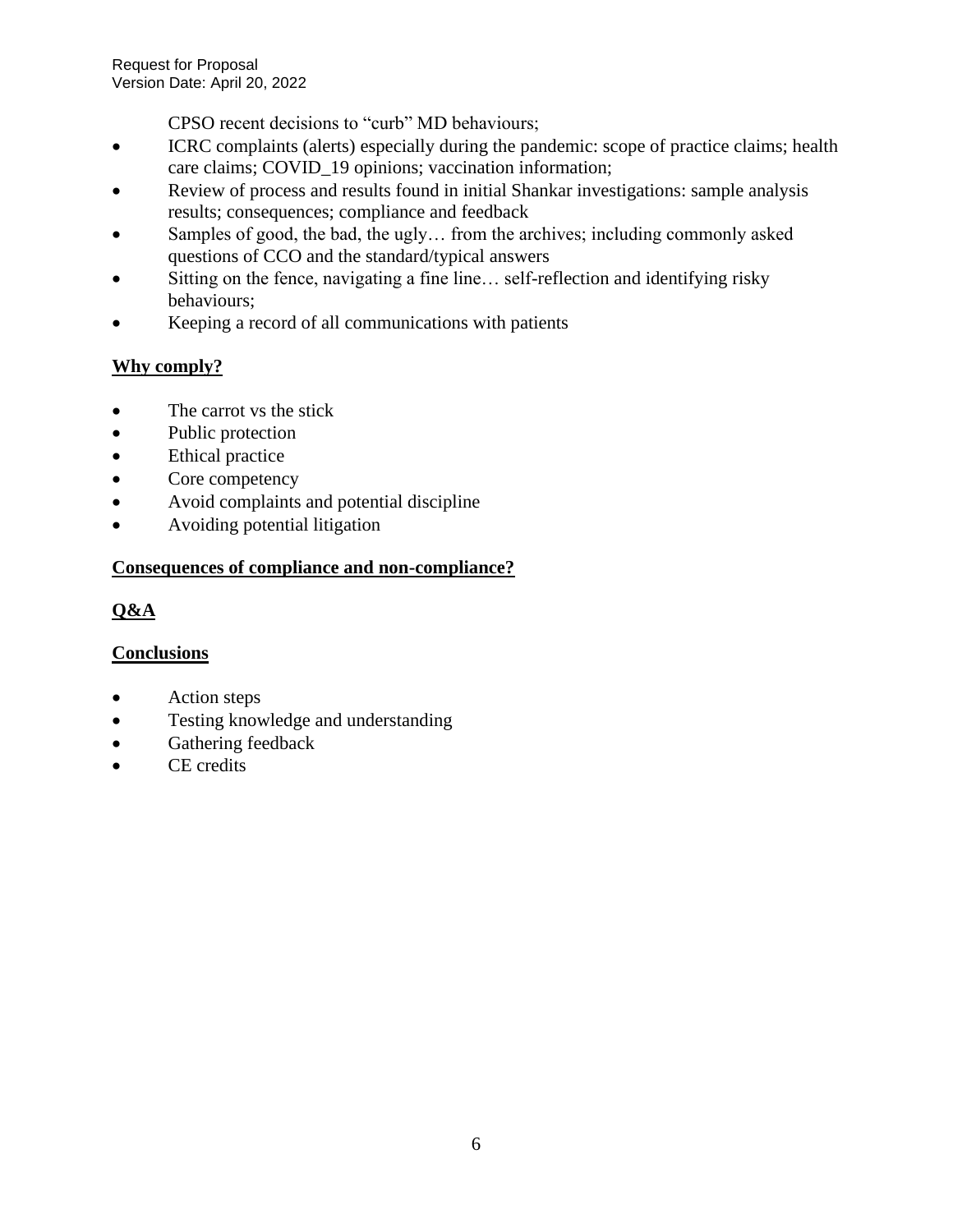CPSO recent decisions to "curb" MD behaviours;

- ICRC complaints (alerts) especially during the pandemic: scope of practice claims; health care claims; COVID_19 opinions; vaccination information;
- Review of process and results found in initial Shankar investigations: sample analysis results; consequences; compliance and feedback
- Samples of good, the bad, the ugly… from the archives; including commonly asked questions of CCO and the standard/typical answers
- Sitting on the fence, navigating a fine line… self-reflection and identifying risky behaviours;
- Keeping a record of all communications with patients

**Why comply?**

- The carrot vs the stick
- Public protection
- Ethical practice
- Core competency
- Avoid complaints and potential discipline
- Avoiding potential litigation

**Consequences of compliance and non-compliance?**

**Q&A**

**Conclusions**

- Action steps
- Testing knowledge and understanding
- Gathering feedback
- CE credits